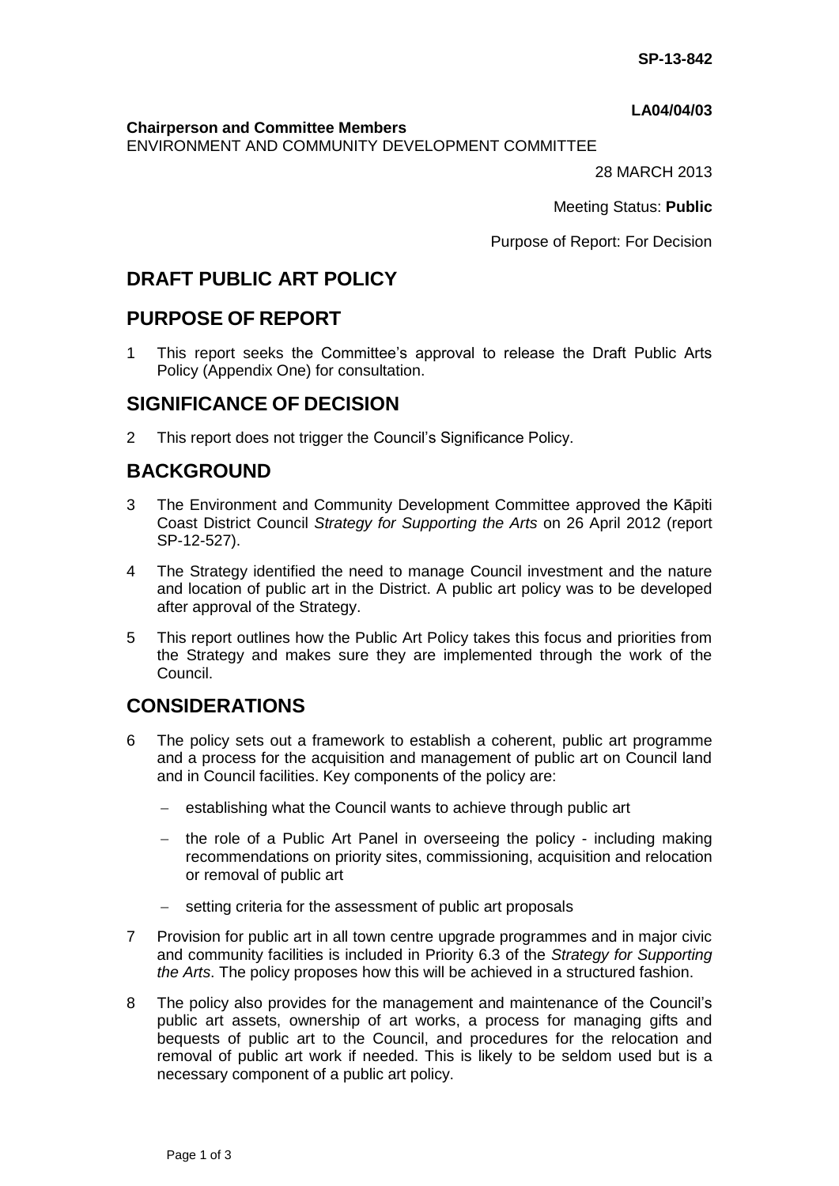**SP-13-842**

**LA04/04/03**

**Chairperson and Committee Members**
ENVIRONMENT AND COMMUNITY DEVELOPMENT COMMITTEE

28 MARCH 2013

Meeting Status: **Public**

Purpose of Report: For Decision

# DRAFT PUBLIC ART POLICY

## PURPOSE OF REPORT

1 This report seeks the Committee's approval to release the Draft Public Arts Policy (Appendix One) for consultation.

## SIGNIFICANCE OF DECISION

2 This report does not trigger the Council's Significance Policy.

## BACKGROUND

3 The Environment and Community Development Committee approved the Kāpiti Coast District Council *Strategy for Supporting the Arts* on 26 April 2012 (report SP-12-527).

4 The Strategy identified the need to manage Council investment and the nature and location of public art in the District. A public art policy was to be developed after approval of the Strategy.

5 This report outlines how the Public Art Policy takes this focus and priorities from the Strategy and makes sure they are implemented through the work of the Council.

## CONSIDERATIONS

6 The policy sets out a framework to establish a coherent, public art programme and a process for the acquisition and management of public art on Council land and in Council facilities. Key components of the policy are:

- establishing what the Council wants to achieve through public art
- the role of a Public Art Panel in overseeing the policy - including making recommendations on priority sites, commissioning, acquisition and relocation or removal of public art
- setting criteria for the assessment of public art proposals

7 Provision for public art in all town centre upgrade programmes and in major civic and community facilities is included in Priority 6.3 of the *Strategy for Supporting the Arts*. The policy proposes how this will be achieved in a structured fashion.

8 The policy also provides for the management and maintenance of the Council's public art assets, ownership of art works, a process for managing gifts and bequests of public art to the Council, and procedures for the relocation and removal of public art work if needed. This is likely to be seldom used but is a necessary component of a public art policy.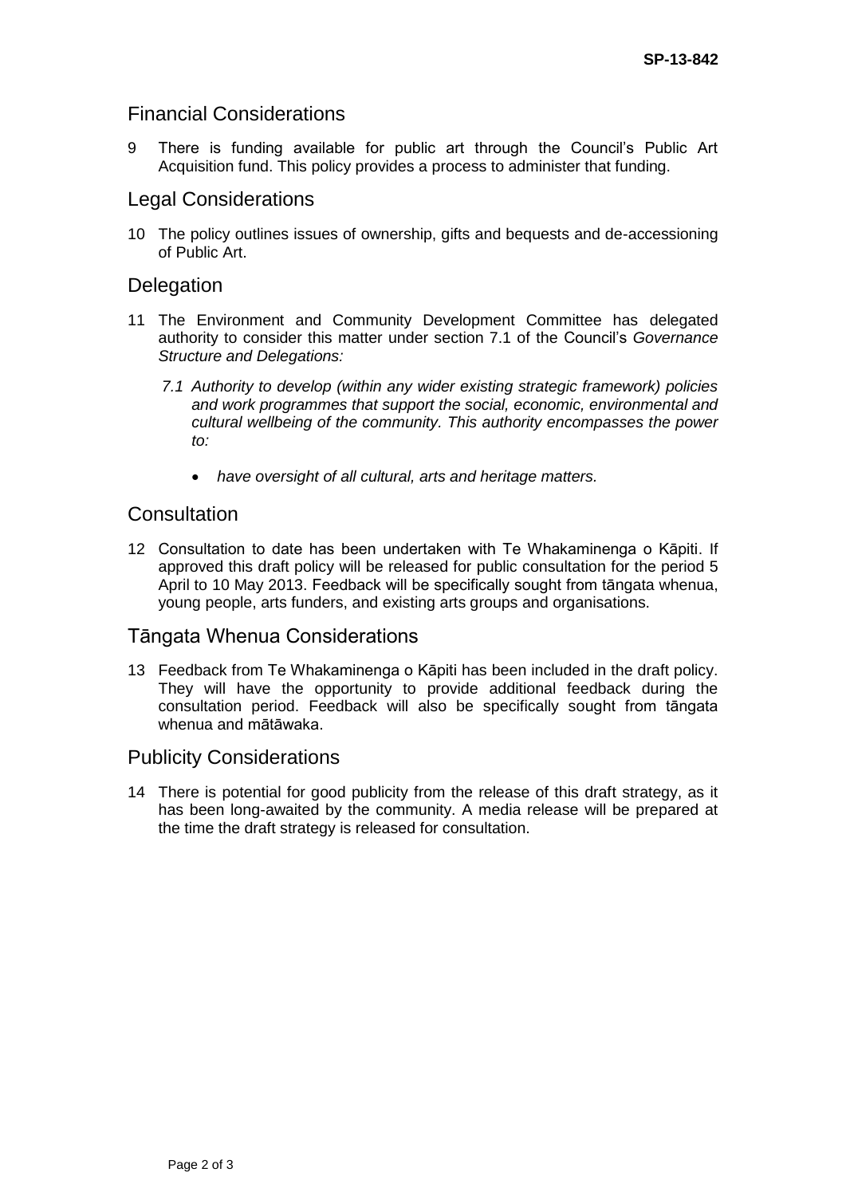## Financial Considerations

9 There is funding available for public art through the Council's Public Art Acquisition fund. This policy provides a process to administer that funding.

## Legal Considerations

10 The policy outlines issues of ownership, gifts and bequests and de-accessioning of Public Art.

## Delegation

11 The Environment and Community Development Committee has delegated authority to consider this matter under section 7.1 of the Council's *Governance Structure and Delegations:*

*7.1 Authority to develop (within any wider existing strategic framework) policies and work programmes that support the social, economic, environmental and cultural wellbeing of the community. This authority encompasses the power to:*

- *have oversight of all cultural, arts and heritage matters.*

## Consultation

12 Consultation to date has been undertaken with Te Whakaminenga o Kāpiti. If approved this draft policy will be released for public consultation for the period 5 April to 10 May 2013. Feedback will be specifically sought from tāngata whenua, young people, arts funders, and existing arts groups and organisations.

## Tāngata Whenua Considerations

13 Feedback from Te Whakaminenga o Kāpiti has been included in the draft policy. They will have the opportunity to provide additional feedback during the consultation period. Feedback will also be specifically sought from tāngata whenua and mātāwaka.

## Publicity Considerations

14 There is potential for good publicity from the release of this draft strategy, as it has been long-awaited by the community. A media release will be prepared at the time the draft strategy is released for consultation.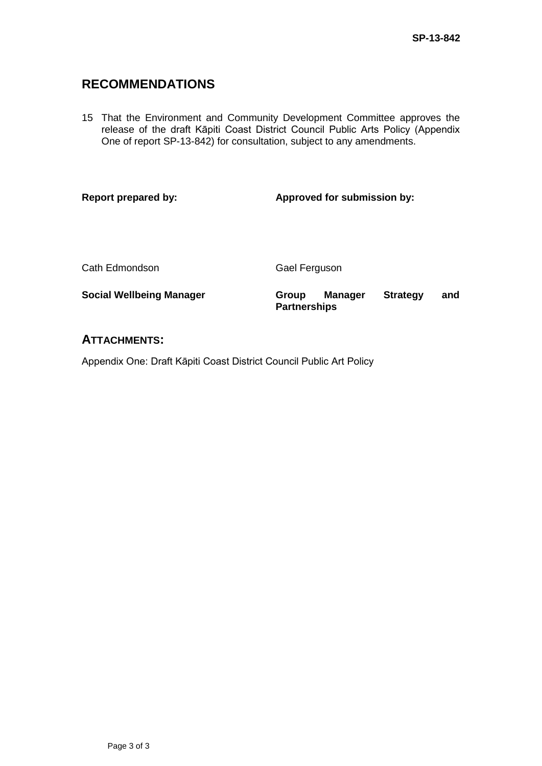## RECOMMENDATIONS

15 That the Environment and Community Development Committee approves the release of the draft Kāpiti Coast District Council Public Arts Policy (Appendix One of report SP-13-842) for consultation, subject to any amendments.

| | |
|---|---|
| **Report prepared by:** | **Approved for submission by:** |
| Cath Edmondson | Gael Ferguson |
| **Social Wellbeing Manager** | **Group Manager Strategy and Partnerships** |

## ATTACHMENTS:

Appendix One: Draft Kāpiti Coast District Council Public Art Policy